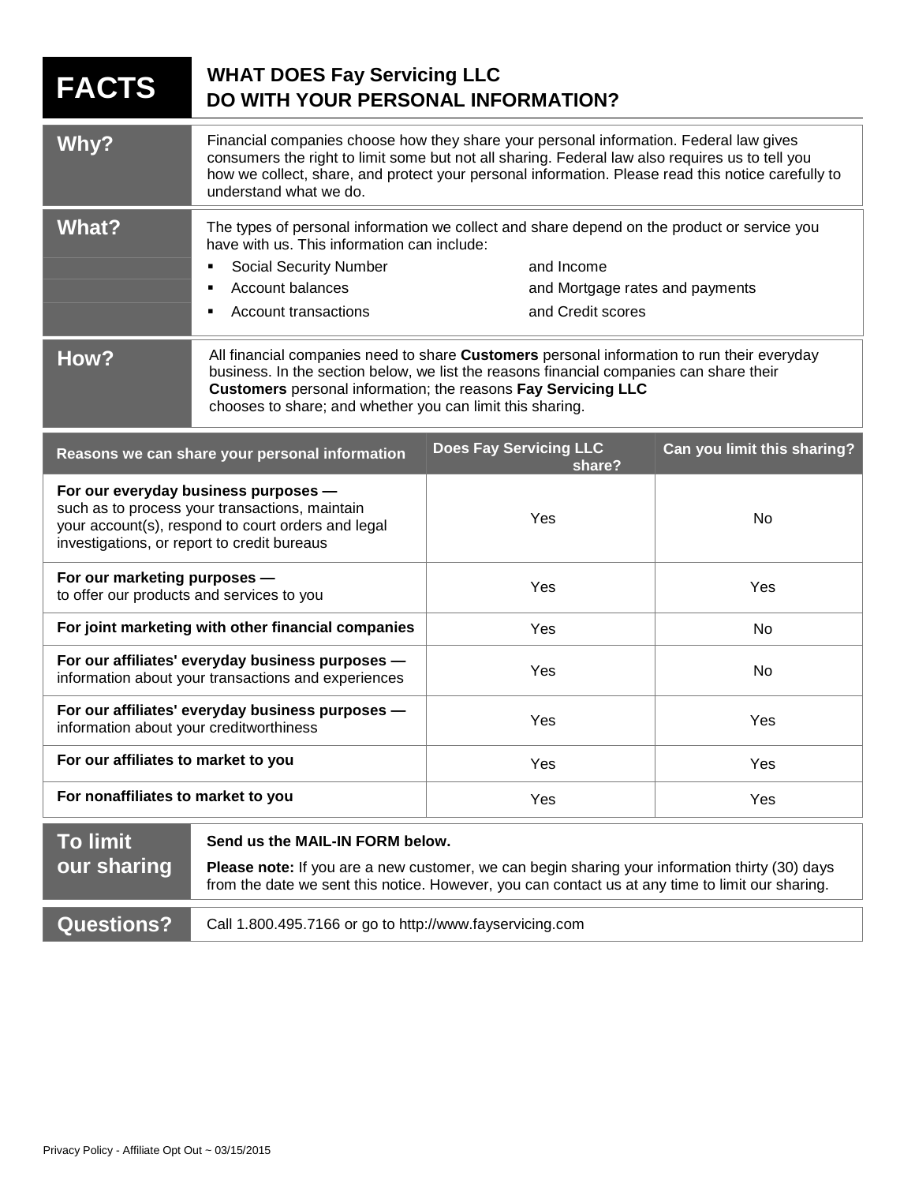# FACTS

## WHAT DOES Fay Servicing LLC DO WITH YOUR PERSONAL INFORMATION?

| | |
|---|---|
| **Why?** | Financial companies choose how they share your personal information. Federal law gives consumers the right to limit some but not all sharing. Federal law also requires us to tell you how we collect, share, and protect your personal information. Please read this notice carefully to understand what we do. |
| **What?** | The types of personal information we collect and share depend on the product or service you have with us. This information can include:<br>▪ Social Security Number and Income<br>▪ Account balances and Mortgage rates and payments<br>▪ Account transactions and Credit scores |
| **How?** | All financial companies need to share **Customers** personal information to run their everyday business. In the section below, we list the reasons financial companies can share their **Customers** personal information; the reasons **Fay Servicing LLC** chooses to share; and whether you can limit this sharing. |

| Reasons we can share your personal information | Does Fay Servicing LLC share? | Can you limit this sharing? |
|---|---|---|
| **For our everyday business purposes —** such as to process your transactions, maintain your account(s), respond to court orders and legal investigations, or report to credit bureaus | Yes | No |
| **For our marketing purposes —** to offer our products and services to you | Yes | Yes |
| **For joint marketing with other financial companies** | Yes | No |
| **For our affiliates' everyday business purposes —** information about your transactions and experiences | Yes | No |
| **For our affiliates' everyday business purposes —** information about your creditworthiness | Yes | Yes |
| **For our affiliates to market to you** | Yes | Yes |
| **For nonaffiliates to market to you** | Yes | Yes |

| | |
|---|---|
| **To limit our sharing** | **Send us the MAIL-IN FORM below.**<br>**Please note:** If you are a new customer, we can begin sharing your information thirty (30) days from the date we sent this notice. However, you can contact us at any time to limit our sharing. |
| **Questions?** | Call 1.800.495.7166 or go to http://www.fayservicing.com |

Privacy Policy - Affiliate Opt Out ~ 03/15/2015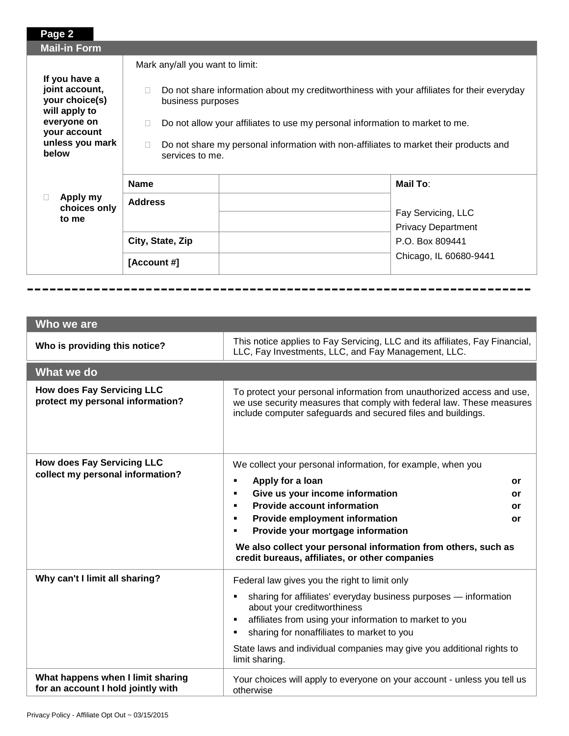**Page 2**

## Mail-in Form

| If you have a joint account, your choice(s) will apply to everyone on your account unless you mark below<br><br>☐ **Apply my choices only to me** | Mark any/all you want to limit:<br><br>☐ Do not share information about my creditworthiness with your affiliates for their everyday business purposes<br><br>☐ Do not allow your affiliates to use my personal information to market to me.<br><br>☐ Do not share my personal information with non-affiliates to market their products and services to me. | | |
|---|---|---|---|
| | **Name** | | **Mail To**:<br><br>Fay Servicing, LLC<br>Privacy Department<br>P.O. Box 809441<br>Chicago, IL 60680-9441 |
| | **Address** | | |
| | | | |
| | **City, State, Zip** | | |
| | **[Account #]** | | |

---

## Who we are

| | |
|---|---|
| **Who is providing this notice?** | This notice applies to Fay Servicing, LLC and its affiliates, Fay Financial, LLC, Fay Investments, LLC, and Fay Management, LLC. |

## What we do

| | |
|---|---|
| **How does Fay Servicing LLC protect my personal information?** | To protect your personal information from unauthorized access and use, we use security measures that comply with federal law. These measures include computer safeguards and secured files and buildings. |
| **How does Fay Servicing LLC collect my personal information?** | We collect your personal information, for example, when you<br>▪ **Apply for a loan** **or**<br>▪ **Give us your income information** **or**<br>▪ **Provide account information** **or**<br>▪ **Provide employment information** **or**<br>▪ **Provide your mortgage information**<br><br>**We also collect your personal information from others, such as credit bureaus, affiliates, or other companies** |
| **Why can't I limit all sharing?** | Federal law gives you the right to limit only<br>▪ sharing for affiliates' everyday business purposes — information about your creditworthiness<br>▪ affiliates from using your information to market to you<br>▪ sharing for nonaffiliates to market to you<br><br>State laws and individual companies may give you additional rights to limit sharing. |
| **What happens when I limit sharing for an account I hold jointly with** | Your choices will apply to everyone on your account - unless you tell us otherwise |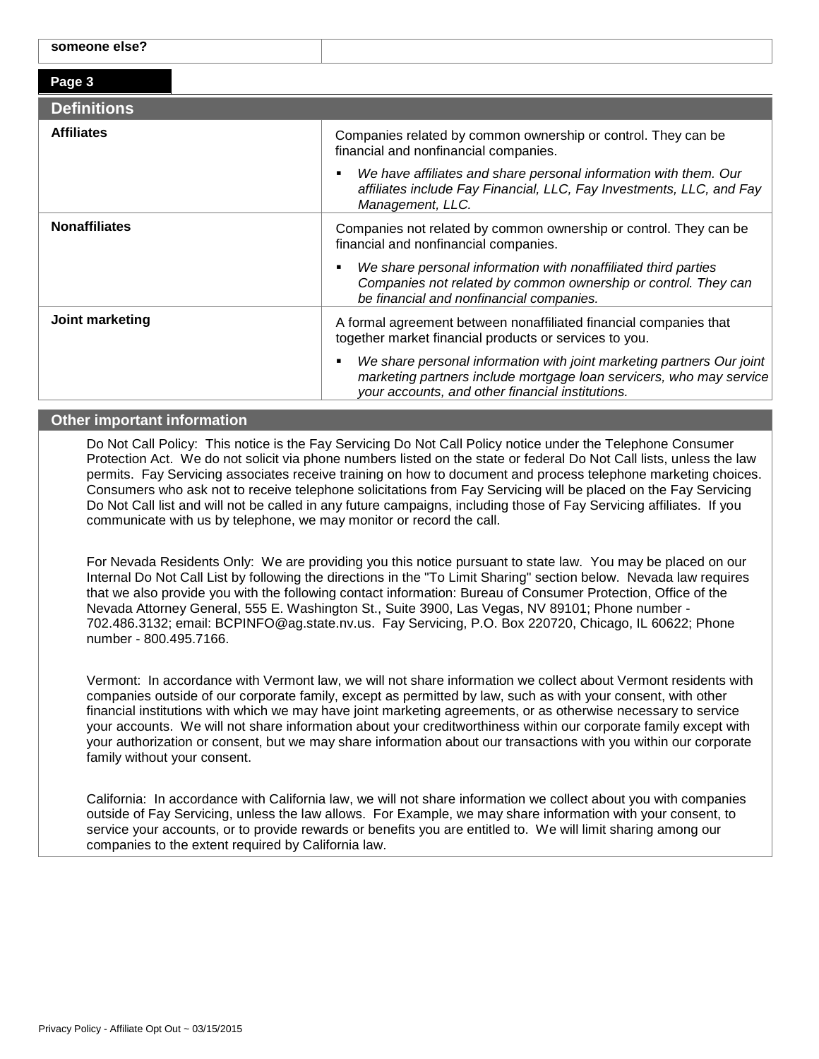| **someone else?** | |
|---|---|

**Page 3**

| **Definitions** | |
|---|---|
| **Affiliates** | Companies related by common ownership or control. They can be financial and nonfinancial companies.<br><br>- *We have affiliates and share personal information with them. Our affiliates include Fay Financial, LLC, Fay Investments, LLC, and Fay Management, LLC.* |
| **Nonaffiliates** | Companies not related by common ownership or control. They can be financial and nonfinancial companies.<br><br>- *We share personal information with nonaffiliated third parties Companies not related by common ownership or control. They can be financial and nonfinancial companies.* |
| **Joint marketing** | A formal agreement between nonaffiliated financial companies that together market financial products or services to you.<br><br>- *We share personal information with joint marketing partners Our joint marketing partners include mortgage loan servicers, who may service your accounts, and other financial institutions.* |

## Other important information

Do Not Call Policy: This notice is the Fay Servicing Do Not Call Policy notice under the Telephone Consumer Protection Act. We do not solicit via phone numbers listed on the state or federal Do Not Call lists, unless the law permits. Fay Servicing associates receive training on how to document and process telephone marketing choices. Consumers who ask not to receive telephone solicitations from Fay Servicing will be placed on the Fay Servicing Do Not Call list and will not be called in any future campaigns, including those of Fay Servicing affiliates. If you communicate with us by telephone, we may monitor or record the call.

For Nevada Residents Only: We are providing you this notice pursuant to state law. You may be placed on our Internal Do Not Call List by following the directions in the "To Limit Sharing" section below. Nevada law requires that we also provide you with the following contact information: Bureau of Consumer Protection, Office of the Nevada Attorney General, 555 E. Washington St., Suite 3900, Las Vegas, NV 89101; Phone number - 702.486.3132; email: BCPINFO@ag.state.nv.us. Fay Servicing, P.O. Box 220720, Chicago, IL 60622; Phone number - 800.495.7166.

Vermont: In accordance with Vermont law, we will not share information we collect about Vermont residents with companies outside of our corporate family, except as permitted by law, such as with your consent, with other financial institutions with which we may have joint marketing agreements, or as otherwise necessary to service your accounts. We will not share information about your creditworthiness within our corporate family except with your authorization or consent, but we may share information about our transactions with you within our corporate family without your consent.

California: In accordance with California law, we will not share information we collect about you with companies outside of Fay Servicing, unless the law allows. For Example, we may share information with your consent, to service your accounts, or to provide rewards or benefits you are entitled to. We will limit sharing among our companies to the extent required by California law.

Privacy Policy - Affiliate Opt Out ~ 03/15/2015